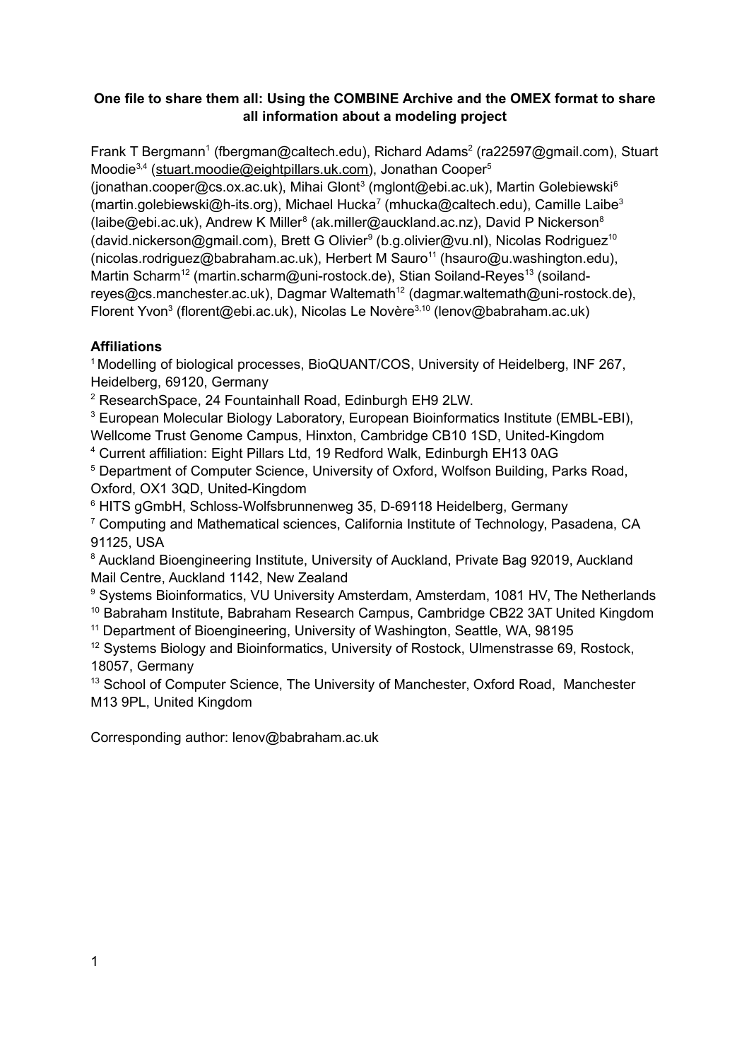**One file to share them all: Using the COMBINE Archive and the OMEX format to share all information about a modeling project**

Frank T Bergmann[1] (fbergman@caltech.edu), Richard Adams[2] (ra22597@gmail.com), Stuart Moodie[3,4] (stuart.moodie@eightpillars.uk.com), Jonathan Cooper[5] (jonathan.cooper@cs.ox.ac.uk), Mihai Glont[3] (mglont@ebi.ac.uk), Martin Golebiewski[6] (martin.golebiewski@h-its.org), Michael Hucka[7] (mhucka@caltech.edu), Camille Laibe[3] (laibe@ebi.ac.uk), Andrew K Miller[8] (ak.miller@auckland.ac.nz), David P Nickerson[8] (david.nickerson@gmail.com), Brett G Olivier[9] (b.g.olivier@vu.nl), Nicolas Rodriguez[10] (nicolas.rodriguez@babraham.ac.uk), Herbert M Sauro[11] (hsauro@u.washington.edu), Martin Scharm[12] (martin.scharm@uni-rostock.de), Stian Soiland-Reyes[13] (soiland-reyes@cs.manchester.ac.uk), Dagmar Waltemath[12] (dagmar.waltemath@uni-rostock.de), Florent Yvon[3] (florent@ebi.ac.uk), Nicolas Le Novère[3,10] (lenov@babraham.ac.uk)

**Affiliations**

[1] Modelling of biological processes, BioQUANT/COS, University of Heidelberg, INF 267, Heidelberg, 69120, Germany

[2] ResearchSpace, 24 Fountainhall Road, Edinburgh EH9 2LW.

[3] European Molecular Biology Laboratory, European Bioinformatics Institute (EMBL-EBI), Wellcome Trust Genome Campus, Hinxton, Cambridge CB10 1SD, United-Kingdom

[4] Current affiliation: Eight Pillars Ltd, 19 Redford Walk, Edinburgh EH13 0AG

[5] Department of Computer Science, University of Oxford, Wolfson Building, Parks Road, Oxford, OX1 3QD, United-Kingdom

[6] HITS gGmbH, Schloss-Wolfsbrunnenweg 35, D-69118 Heidelberg, Germany

[7] Computing and Mathematical sciences, California Institute of Technology, Pasadena, CA 91125, USA

[8] Auckland Bioengineering Institute, University of Auckland, Private Bag 92019, Auckland Mail Centre, Auckland 1142, New Zealand

[9] Systems Bioinformatics, VU University Amsterdam, Amsterdam, 1081 HV, The Netherlands

[10] Babraham Institute, Babraham Research Campus, Cambridge CB22 3AT United Kingdom

[11] Department of Bioengineering, University of Washington, Seattle, WA, 98195

[12] Systems Biology and Bioinformatics, University of Rostock, Ulmenstrasse 69, Rostock, 18057, Germany

[13] School of Computer Science, The University of Manchester, Oxford Road, Manchester M13 9PL, United Kingdom

Corresponding author: lenov@babraham.ac.uk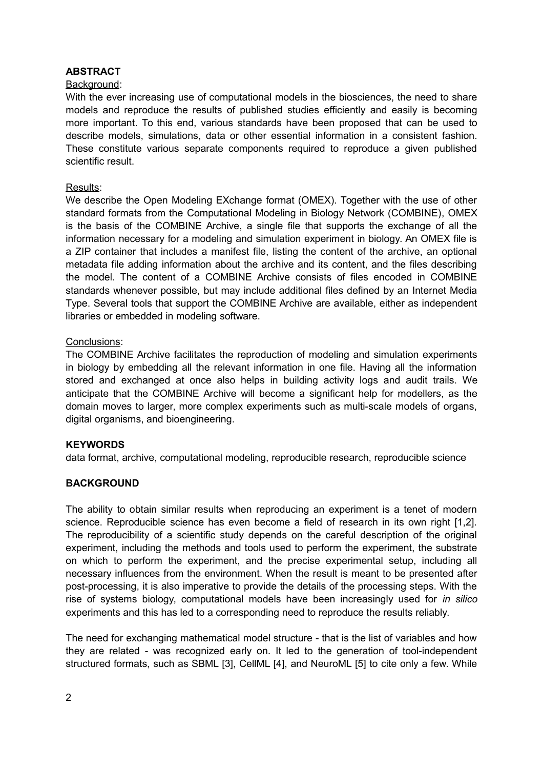## ABSTRACT

Background:

With the ever increasing use of computational models in the biosciences, the need to share models and reproduce the results of published studies efficiently and easily is becoming more important. To this end, various standards have been proposed that can be used to describe models, simulations, data or other essential information in a consistent fashion. These constitute various separate components required to reproduce a given published scientific result.

Results:

We describe the Open Modeling EXchange format (OMEX). Together with the use of other standard formats from the Computational Modeling in Biology Network (COMBINE), OMEX is the basis of the COMBINE Archive, a single file that supports the exchange of all the information necessary for a modeling and simulation experiment in biology. An OMEX file is a ZIP container that includes a manifest file, listing the content of the archive, an optional metadata file adding information about the archive and its content, and the files describing the model. The content of a COMBINE Archive consists of files encoded in COMBINE standards whenever possible, but may include additional files defined by an Internet Media Type. Several tools that support the COMBINE Archive are available, either as independent libraries or embedded in modeling software.

Conclusions:

The COMBINE Archive facilitates the reproduction of modeling and simulation experiments in biology by embedding all the relevant information in one file. Having all the information stored and exchanged at once also helps in building activity logs and audit trails. We anticipate that the COMBINE Archive will become a significant help for modellers, as the domain moves to larger, more complex experiments such as multi-scale models of organs, digital organisms, and bioengineering.

## KEYWORDS

data format, archive, computational modeling, reproducible research, reproducible science

## BACKGROUND

The ability to obtain similar results when reproducing an experiment is a tenet of modern science. Reproducible science has even become a field of research in its own right [1,2]. The reproducibility of a scientific study depends on the careful description of the original experiment, including the methods and tools used to perform the experiment, the substrate on which to perform the experiment, and the precise experimental setup, including all necessary influences from the environment. When the result is meant to be presented after post-processing, it is also imperative to provide the details of the processing steps. With the rise of systems biology, computational models have been increasingly used for *in silico* experiments and this has led to a corresponding need to reproduce the results reliably.

The need for exchanging mathematical model structure - that is the list of variables and how they are related - was recognized early on. It led to the generation of tool-independent structured formats, such as SBML [3], CellML [4], and NeuroML [5] to cite only a few. While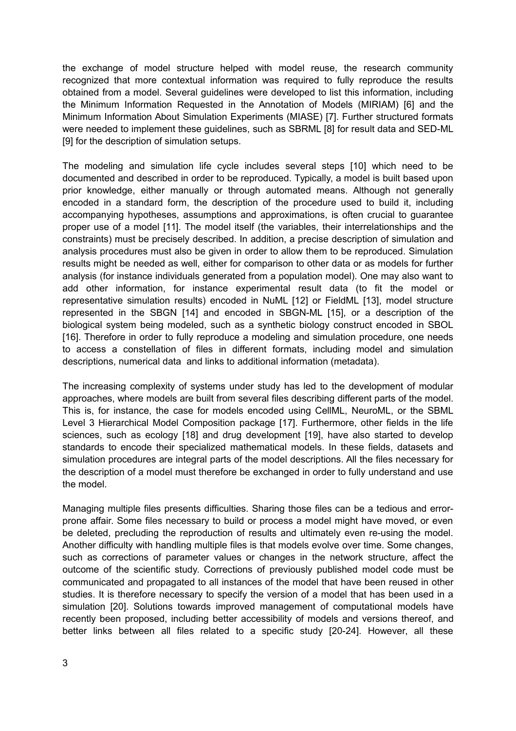the exchange of model structure helped with model reuse, the research community recognized that more contextual information was required to fully reproduce the results obtained from a model. Several guidelines were developed to list this information, including the Minimum Information Requested in the Annotation of Models (MIRIAM) [6] and the Minimum Information About Simulation Experiments (MIASE) [7]. Further structured formats were needed to implement these guidelines, such as SBRML [8] for result data and SED-ML [9] for the description of simulation setups.

The modeling and simulation life cycle includes several steps [10] which need to be documented and described in order to be reproduced. Typically, a model is built based upon prior knowledge, either manually or through automated means. Although not generally encoded in a standard form, the description of the procedure used to build it, including accompanying hypotheses, assumptions and approximations, is often crucial to guarantee proper use of a model [11]. The model itself (the variables, their interrelationships and the constraints) must be precisely described. In addition, a precise description of simulation and analysis procedures must also be given in order to allow them to be reproduced. Simulation results might be needed as well, either for comparison to other data or as models for further analysis (for instance individuals generated from a population model). One may also want to add other information, for instance experimental result data (to fit the model or representative simulation results) encoded in NuML [12] or FieldML [13], model structure represented in the SBGN [14] and encoded in SBGN-ML [15], or a description of the biological system being modeled, such as a synthetic biology construct encoded in SBOL [16]. Therefore in order to fully reproduce a modeling and simulation procedure, one needs to access a constellation of files in different formats, including model and simulation descriptions, numerical data and links to additional information (metadata).

The increasing complexity of systems under study has led to the development of modular approaches, where models are built from several files describing different parts of the model. This is, for instance, the case for models encoded using CellML, NeuroML, or the SBML Level 3 Hierarchical Model Composition package [17]. Furthermore, other fields in the life sciences, such as ecology [18] and drug development [19], have also started to develop standards to encode their specialized mathematical models. In these fields, datasets and simulation procedures are integral parts of the model descriptions. All the files necessary for the description of a model must therefore be exchanged in order to fully understand and use the model.

Managing multiple files presents difficulties. Sharing those files can be a tedious and error-prone affair. Some files necessary to build or process a model might have moved, or even be deleted, precluding the reproduction of results and ultimately even re-using the model. Another difficulty with handling multiple files is that models evolve over time. Some changes, such as corrections of parameter values or changes in the network structure, affect the outcome of the scientific study. Corrections of previously published model code must be communicated and propagated to all instances of the model that have been reused in other studies. It is therefore necessary to specify the version of a model that has been used in a simulation [20]. Solutions towards improved management of computational models have recently been proposed, including better accessibility of models and versions thereof, and better links between all files related to a specific study [20-24]. However, all these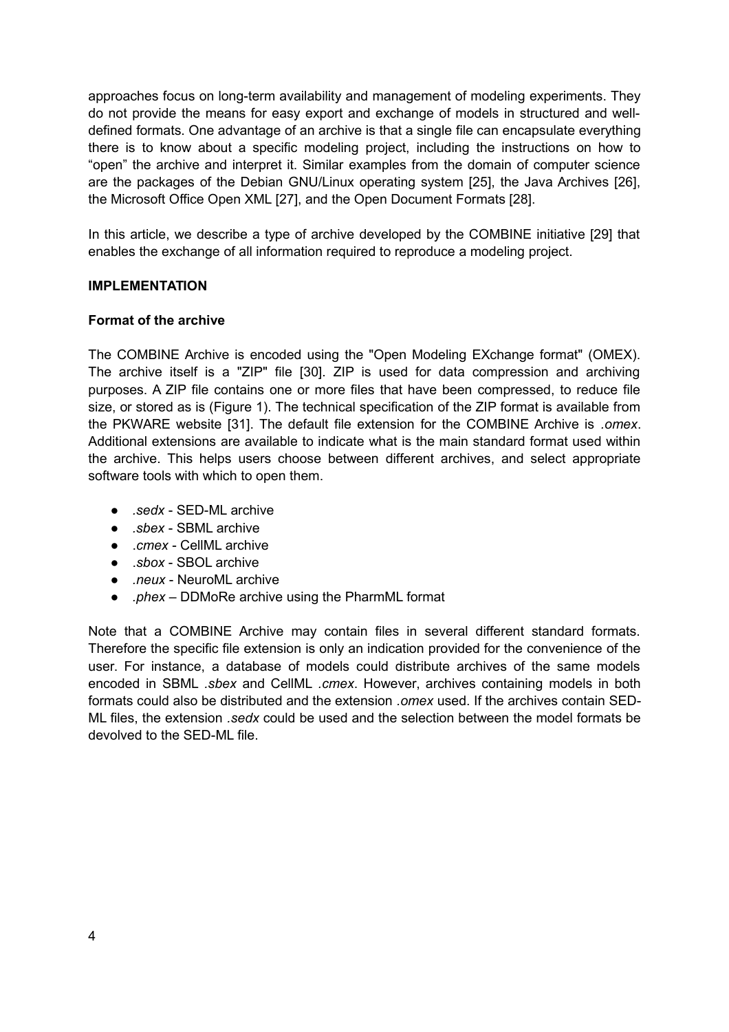approaches focus on long-term availability and management of modeling experiments. They do not provide the means for easy export and exchange of models in structured and well-defined formats. One advantage of an archive is that a single file can encapsulate everything there is to know about a specific modeling project, including the instructions on how to “open” the archive and interpret it. Similar examples from the domain of computer science are the packages of the Debian GNU/Linux operating system [25], the Java Archives [26], the Microsoft Office Open XML [27], and the Open Document Formats [28].

In this article, we describe a type of archive developed by the COMBINE initiative [29] that enables the exchange of all information required to reproduce a modeling project.

## IMPLEMENTATION

### Format of the archive

The COMBINE Archive is encoded using the "Open Modeling EXchange format" (OMEX). The archive itself is a "ZIP" file [30]. ZIP is used for data compression and archiving purposes. A ZIP file contains one or more files that have been compressed, to reduce file size, or stored as is (Figure 1). The technical specification of the ZIP format is available from the PKWARE website [31]. The default file extension for the COMBINE Archive is *.omex*. Additional extensions are available to indicate what is the main standard format used within the archive. This helps users choose between different archives, and select appropriate software tools with which to open them.

- *.sedx* - SED-ML archive
- *.sbex* - SBML archive
- *.cmex* - CellML archive
- *.sbox* - SBOL archive
- *.neux* - NeuroML archive
- *.phex* – DDMoRe archive using the PharmML format

Note that a COMBINE Archive may contain files in several different standard formats. Therefore the specific file extension is only an indication provided for the convenience of the user. For instance, a database of models could distribute archives of the same models encoded in SBML *.sbex* and CellML *.cmex*. However, archives containing models in both formats could also be distributed and the extension *.omex* used. If the archives contain SED-ML files, the extension *.sedx* could be used and the selection between the model formats be devolved to the SED-ML file.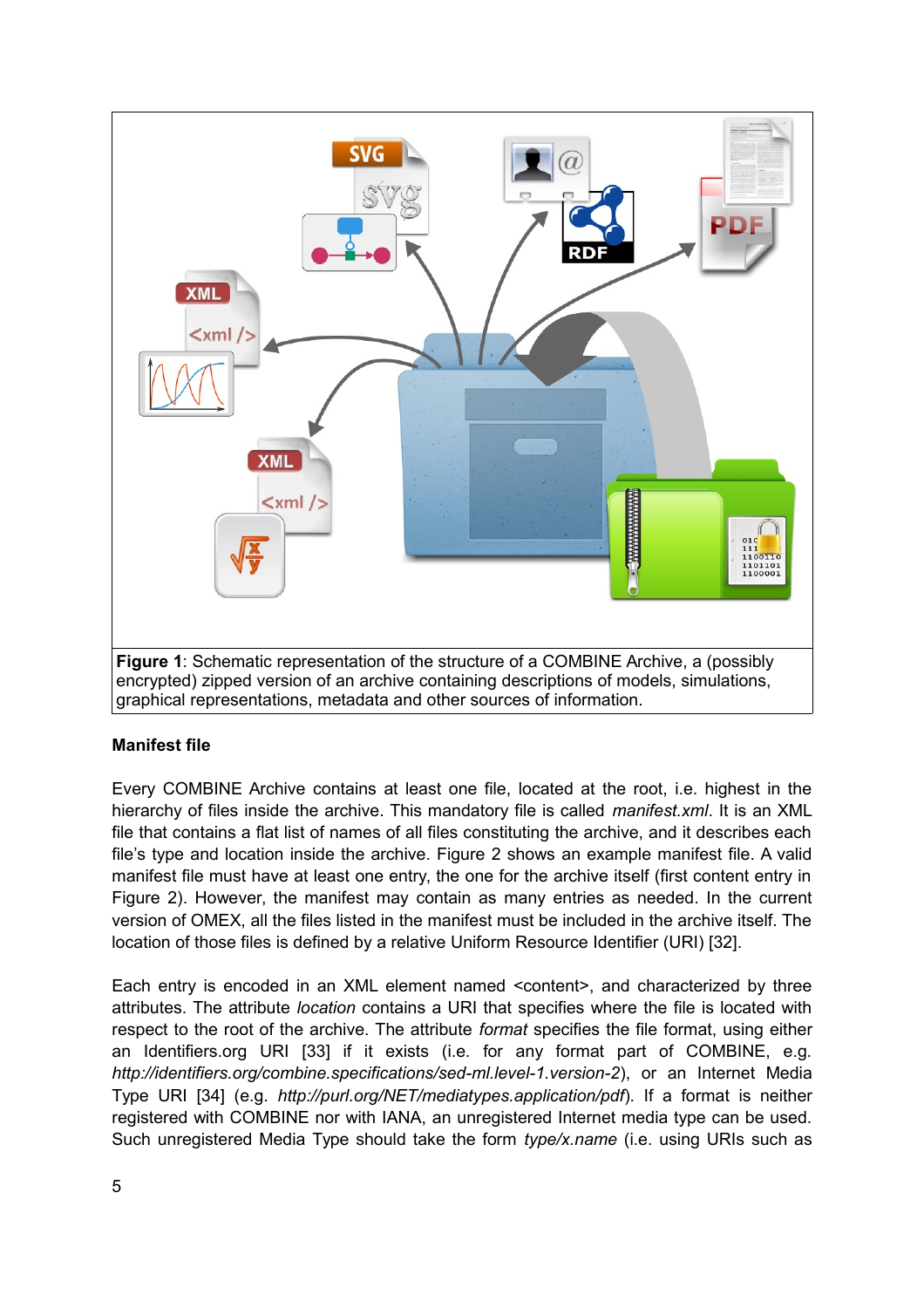**Figure 1**: Schematic representation of the structure of a COMBINE Archive, a (possibly encrypted) zipped version of an archive containing descriptions of models, simulations, graphical representations, metadata and other sources of information.

**Manifest file**

Every COMBINE Archive contains at least one file, located at the root, i.e. highest in the hierarchy of files inside the archive. This mandatory file is called *manifest.xml*. It is an XML file that contains a flat list of names of all files constituting the archive, and it describes each file's type and location inside the archive. Figure 2 shows an example manifest file. A valid manifest file must have at least one entry, the one for the archive itself (first content entry in Figure 2). However, the manifest may contain as many entries as needed. In the current version of OMEX, all the files listed in the manifest must be included in the archive itself. The location of those files is defined by a relative Uniform Resource Identifier (URI) [32].

Each entry is encoded in an XML element named <content>, and characterized by three attributes. The attribute *location* contains a URI that specifies where the file is located with respect to the root of the archive. The attribute *format* specifies the file format, using either an Identifiers.org URI [33] if it exists (i.e. for any format part of COMBINE, e.g. *http://identifiers.org/combine.specifications/sed-ml.level-1.version-2*), or an Internet Media Type URI [34] (e.g. *http://purl.org/NET/mediatypes.application/pdf*). If a format is neither registered with COMBINE nor with IANA, an unregistered Internet media type can be used. Such unregistered Media Type should take the form *type/x.name* (i.e. using URIs such as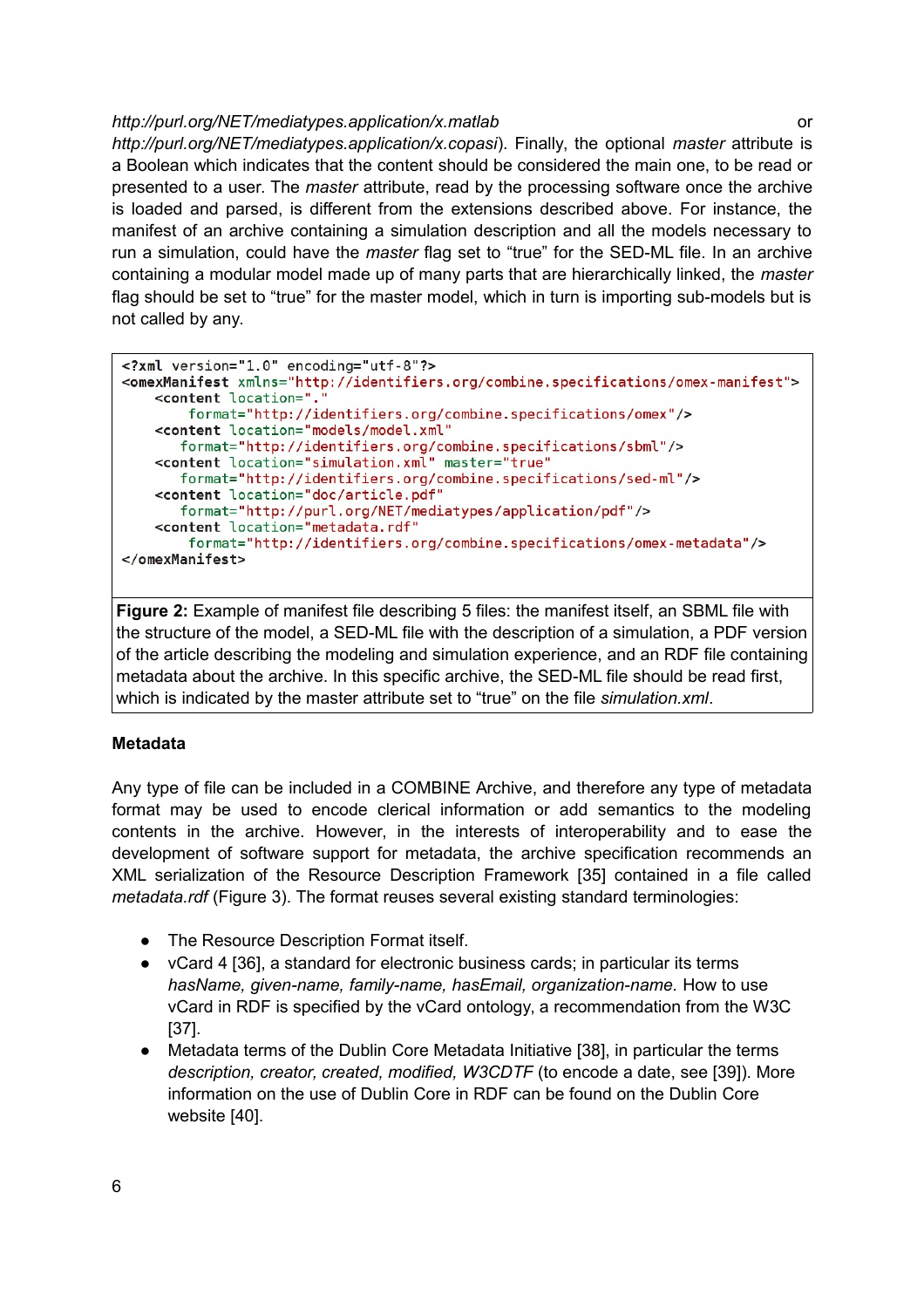*http://purl.org/NET/mediatypes.application/x.matlab* or *http://purl.org/NET/mediatypes.application/x.copasi*). Finally, the optional *master* attribute is a Boolean which indicates that the content should be considered the main one, to be read or presented to a user. The *master* attribute, read by the processing software once the archive is loaded and parsed, is different from the extensions described above. For instance, the manifest of an archive containing a simulation description and all the models necessary to run a simulation, could have the *master* flag set to "true" for the SED-ML file. In an archive containing a modular model made up of many parts that are hierarchically linked, the *master* flag should be set to "true" for the master model, which in turn is importing sub-models but is not called by any.

```
<?xml version="1.0" encoding="utf-8"?>
<omexManifest xmlns="http://identifiers.org/combine.specifications/omex-manifest">
    <content location="."
        format="http://identifiers.org/combine.specifications/omex"/>
    <content location="models/model.xml"
       format="http://identifiers.org/combine.specifications/sbml"/>
    <content location="simulation.xml" master="true"
       format="http://identifiers.org/combine.specifications/sed-ml"/>
    <content location="doc/article.pdf"
       format="http://purl.org/NET/mediatypes/application/pdf"/>
    <content location="metadata.rdf"
        format="http://identifiers.org/combine.specifications/omex-metadata"/>
</omexManifest>
```

**Figure 2:** Example of manifest file describing 5 files: the manifest itself, an SBML file with the structure of the model, a SED-ML file with the description of a simulation, a PDF version of the article describing the modeling and simulation experience, and an RDF file containing metadata about the archive. In this specific archive, the SED-ML file should be read first, which is indicated by the master attribute set to "true" on the file *simulation.xml*.

**Metadata**

Any type of file can be included in a COMBINE Archive, and therefore any type of metadata format may be used to encode clerical information or add semantics to the modeling contents in the archive. However, in the interests of interoperability and to ease the development of software support for metadata, the archive specification recommends an XML serialization of the Resource Description Framework [35] contained in a file called *metadata.rdf* (Figure 3). The format reuses several existing standard terminologies:

- The Resource Description Format itself.
- vCard 4 [36], a standard for electronic business cards; in particular its terms *hasName, given-name, family-name, hasEmail, organization-name.* How to use vCard in RDF is specified by the vCard ontology, a recommendation from the W3C [37].
- Metadata terms of the Dublin Core Metadata Initiative [38], in particular the terms *description, creator, created, modified, W3CDTF* (to encode a date, see [39]). More information on the use of Dublin Core in RDF can be found on the Dublin Core website [40].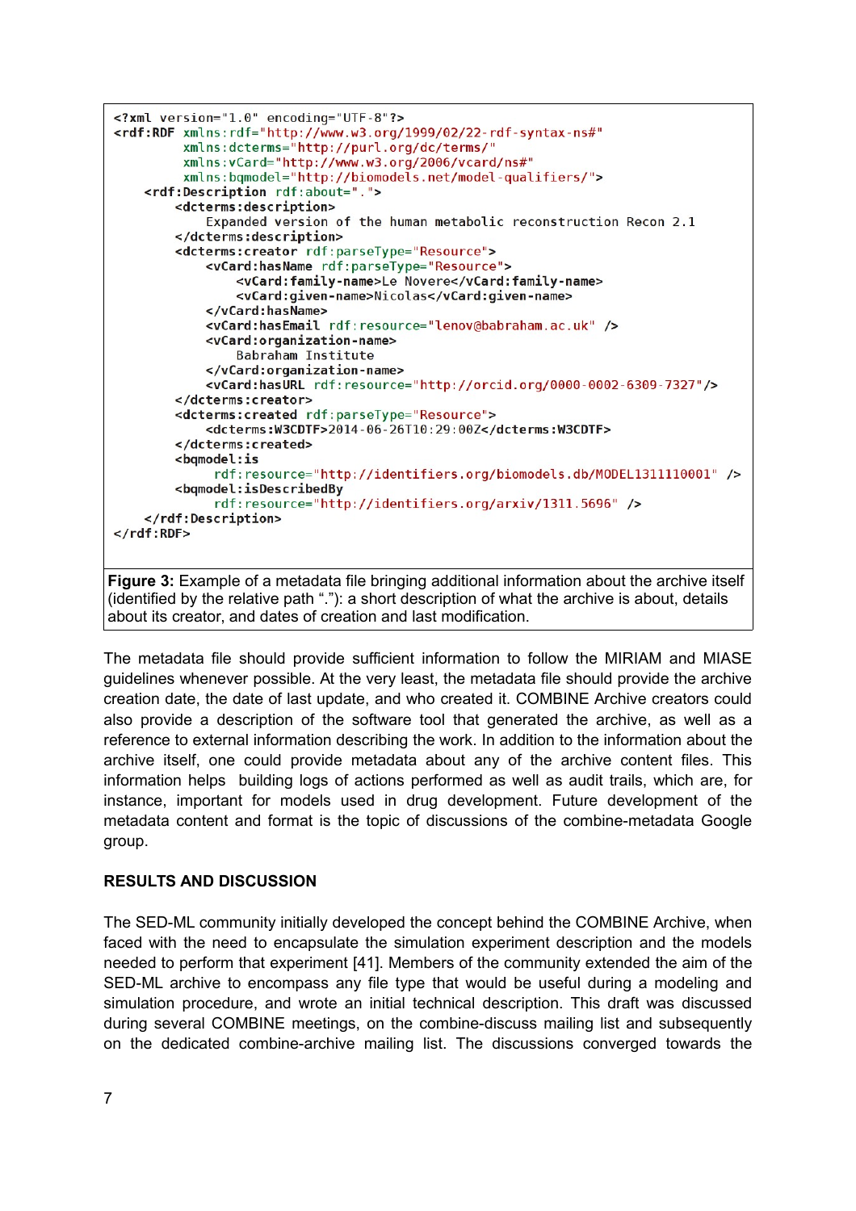```xml
<?xml version="1.0" encoding="UTF-8"?>
<rdf:RDF xmlns:rdf="http://www.w3.org/1999/02/22-rdf-syntax-ns#"
         xmlns:dcterms="http://purl.org/dc/terms/"
         xmlns:vCard="http://www.w3.org/2006/vcard/ns#"
         xmlns:bqmodel="http://biomodels.net/model-qualifiers/">
    <rdf:Description rdf:about=".">
        <dcterms:description>
            Expanded version of the human metabolic reconstruction Recon 2.1
        </dcterms:description>
        <dcterms:creator rdf:parseType="Resource">
            <vCard:hasName rdf:parseType="Resource">
                <vCard:family-name>Le Novere</vCard:family-name>
                <vCard:given-name>Nicolas</vCard:given-name>
            </vCard:hasName>
            <vCard:hasEmail rdf:resource="lenov@babraham.ac.uk" />
            <vCard:organization-name>
                Babraham Institute
            </vCard:organization-name>
            <vCard:hasURL rdf:resource="http://orcid.org/0000-0002-6309-7327"/>
        </dcterms:creator>
        <dcterms:created rdf:parseType="Resource">
            <dcterms:W3CDTF>2014-06-26T10:29:00Z</dcterms:W3CDTF>
        </dcterms:created>
        <bqmodel:is
             rdf:resource="http://identifiers.org/biomodels.db/MODEL1311110001" />
        <bqmodel:isDescribedBy
             rdf:resource="http://identifiers.org/arxiv/1311.5696" />
    </rdf:Description>
</rdf:RDF>
```

**Figure 3:** Example of a metadata file bringing additional information about the archive itself (identified by the relative path "."): a short description of what the archive is about, details about its creator, and dates of creation and last modification.

The metadata file should provide sufficient information to follow the MIRIAM and MIASE guidelines whenever possible. At the very least, the metadata file should provide the archive creation date, the date of last update, and who created it. COMBINE Archive creators could also provide a description of the software tool that generated the archive, as well as a reference to external information describing the work. In addition to the information about the archive itself, one could provide metadata about any of the archive content files. This information helps building logs of actions performed as well as audit trails, which are, for instance, important for models used in drug development. Future development of the metadata content and format is the topic of discussions of the combine-metadata Google group.

## RESULTS AND DISCUSSION

The SED-ML community initially developed the concept behind the COMBINE Archive, when faced with the need to encapsulate the simulation experiment description and the models needed to perform that experiment [41]. Members of the community extended the aim of the SED-ML archive to encompass any file type that would be useful during a modeling and simulation procedure, and wrote an initial technical description. This draft was discussed during several COMBINE meetings, on the combine-discuss mailing list and subsequently on the dedicated combine-archive mailing list. The discussions converged towards the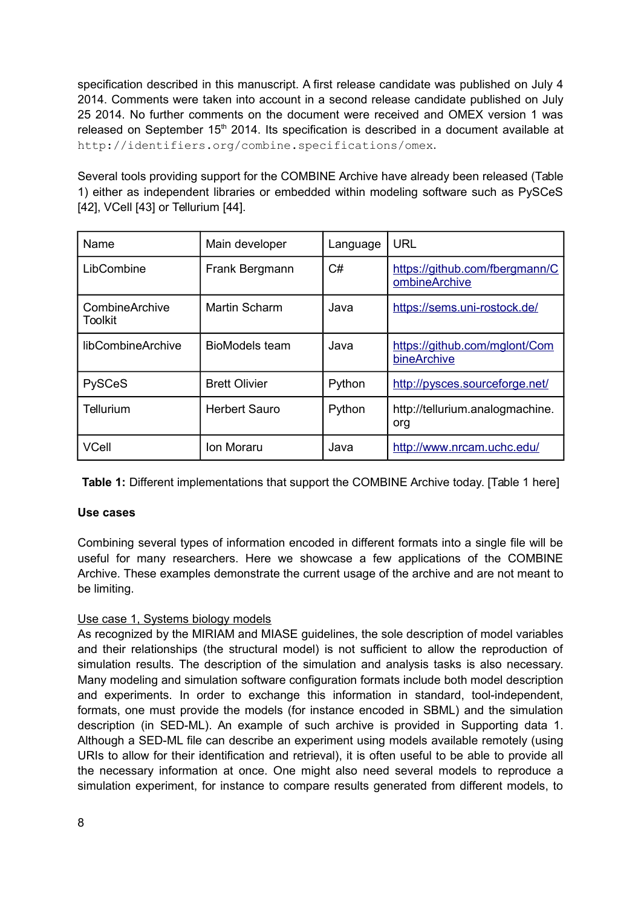specification described in this manuscript. A first release candidate was published on July 4 2014. Comments were taken into account in a second release candidate published on July 25 2014. No further comments on the document were received and OMEX version 1 was released on September 15th 2014. Its specification is described in a document available at `http://identifiers.org/combine.specifications/omex`.

Several tools providing support for the COMBINE Archive have already been released (Table 1) either as independent libraries or embedded within modeling software such as PySCeS [42], VCell [43] or Tellurium [44].

| Name | Main developer | Language | URL |
| --- | --- | --- | --- |
| LibCombine | Frank Bergmann | C# | https://github.com/fbergmann/CombineArchive |
| CombineArchive Toolkit | Martin Scharm | Java | https://sems.uni-rostock.de/ |
| libCombineArchive | BioModels team | Java | https://github.com/mglont/CombineArchive |
| PySCeS | Brett Olivier | Python | http://pysces.sourceforge.net/ |
| Tellurium | Herbert Sauro | Python | http://tellurium.analogmachine.org |
| VCell | Ion Moraru | Java | http://www.nrcam.uchc.edu/ |

**Table 1:** Different implementations that support the COMBINE Archive today. [Table 1 here]

**Use cases**

Combining several types of information encoded in different formats into a single file will be useful for many researchers. Here we showcase a few applications of the COMBINE Archive. These examples demonstrate the current usage of the archive and are not meant to be limiting.

Use case 1, Systems biology models

As recognized by the MIRIAM and MIASE guidelines, the sole description of model variables and their relationships (the structural model) is not sufficient to allow the reproduction of simulation results. The description of the simulation and analysis tasks is also necessary. Many modeling and simulation software configuration formats include both model description and experiments. In order to exchange this information in standard, tool-independent, formats, one must provide the models (for instance encoded in SBML) and the simulation description (in SED-ML). An example of such archive is provided in Supporting data 1. Although a SED-ML file can describe an experiment using models available remotely (using URIs to allow for their identification and retrieval), it is often useful to be able to provide all the necessary information at once. One might also need several models to reproduce a simulation experiment, for instance to compare results generated from different models, to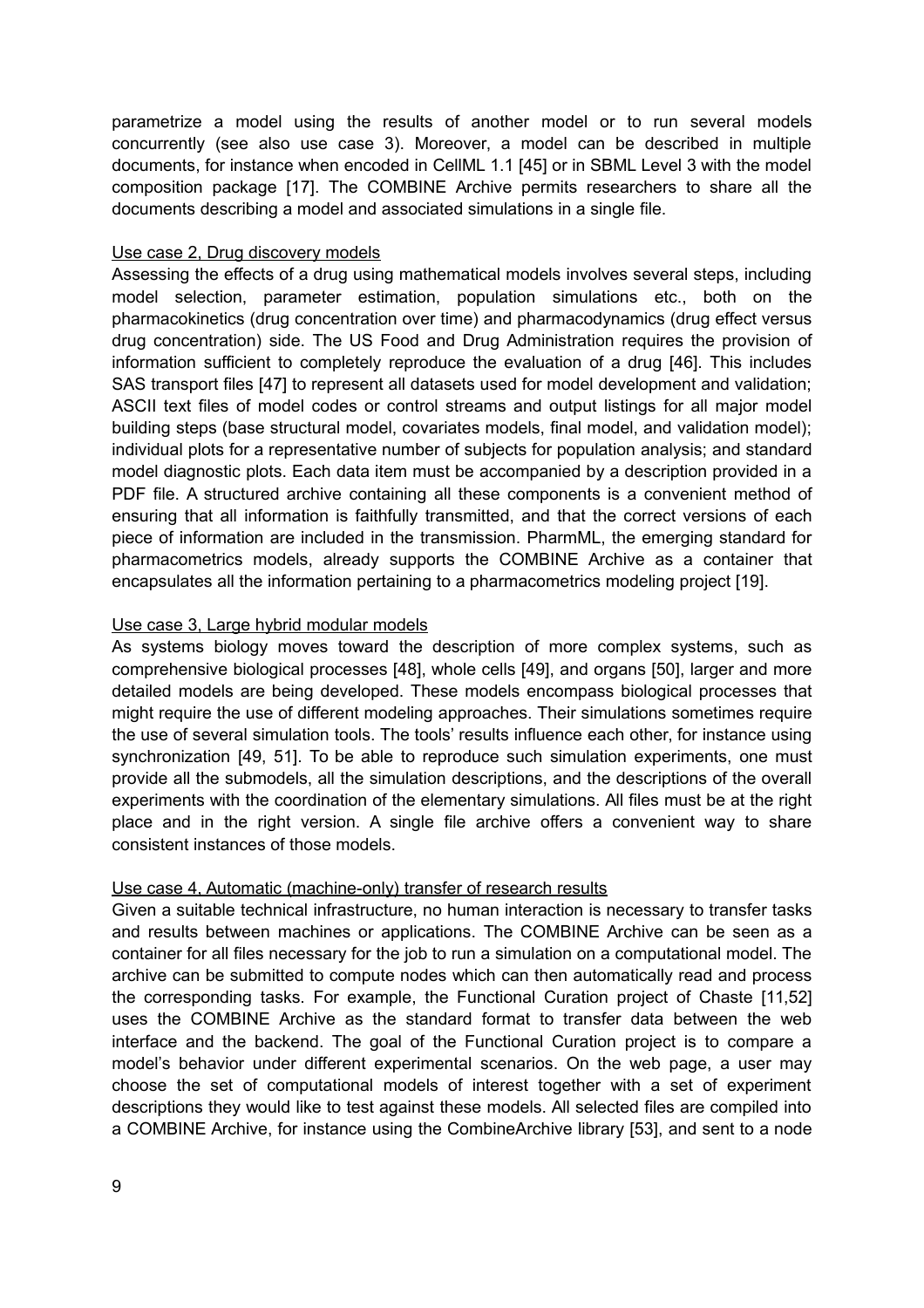parametrize a model using the results of another model or to run several models concurrently (see also use case 3). Moreover, a model can be described in multiple documents, for instance when encoded in CellML 1.1 [45] or in SBML Level 3 with the model composition package [17]. The COMBINE Archive permits researchers to share all the documents describing a model and associated simulations in a single file.

Use case 2, Drug discovery models

Assessing the effects of a drug using mathematical models involves several steps, including model selection, parameter estimation, population simulations etc., both on the pharmacokinetics (drug concentration over time) and pharmacodynamics (drug effect versus drug concentration) side. The US Food and Drug Administration requires the provision of information sufficient to completely reproduce the evaluation of a drug [46]. This includes SAS transport files [47] to represent all datasets used for model development and validation; ASCII text files of model codes or control streams and output listings for all major model building steps (base structural model, covariates models, final model, and validation model); individual plots for a representative number of subjects for population analysis; and standard model diagnostic plots. Each data item must be accompanied by a description provided in a PDF file. A structured archive containing all these components is a convenient method of ensuring that all information is faithfully transmitted, and that the correct versions of each piece of information are included in the transmission. PharmML, the emerging standard for pharmacometrics models, already supports the COMBINE Archive as a container that encapsulates all the information pertaining to a pharmacometrics modeling project [19].

Use case 3, Large hybrid modular models

As systems biology moves toward the description of more complex systems, such as comprehensive biological processes [48], whole cells [49], and organs [50], larger and more detailed models are being developed. These models encompass biological processes that might require the use of different modeling approaches. Their simulations sometimes require the use of several simulation tools. The tools' results influence each other, for instance using synchronization [49, 51]. To be able to reproduce such simulation experiments, one must provide all the submodels, all the simulation descriptions, and the descriptions of the overall experiments with the coordination of the elementary simulations. All files must be at the right place and in the right version. A single file archive offers a convenient way to share consistent instances of those models.

Use case 4, Automatic (machine-only) transfer of research results

Given a suitable technical infrastructure, no human interaction is necessary to transfer tasks and results between machines or applications. The COMBINE Archive can be seen as a container for all files necessary for the job to run a simulation on a computational model. The archive can be submitted to compute nodes which can then automatically read and process the corresponding tasks. For example, the Functional Curation project of Chaste [11,52] uses the COMBINE Archive as the standard format to transfer data between the web interface and the backend. The goal of the Functional Curation project is to compare a model's behavior under different experimental scenarios. On the web page, a user may choose the set of computational models of interest together with a set of experiment descriptions they would like to test against these models. All selected files are compiled into a COMBINE Archive, for instance using the CombineArchive library [53], and sent to a node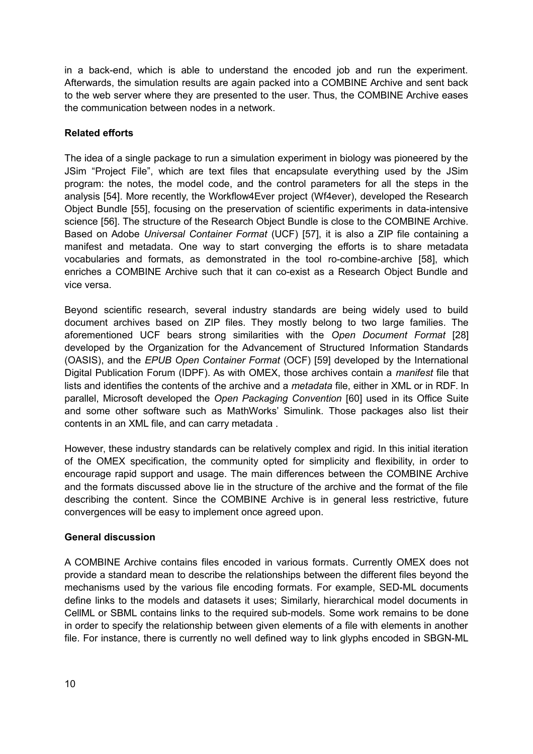in a back-end, which is able to understand the encoded job and run the experiment. Afterwards, the simulation results are again packed into a COMBINE Archive and sent back to the web server where they are presented to the user. Thus, the COMBINE Archive eases the communication between nodes in a network.

**Related efforts**

The idea of a single package to run a simulation experiment in biology was pioneered by the JSim "Project File", which are text files that encapsulate everything used by the JSim program: the notes, the model code, and the control parameters for all the steps in the analysis [54]. More recently, the Workflow4Ever project (Wf4ever), developed the Research Object Bundle [55], focusing on the preservation of scientific experiments in data-intensive science [56]. The structure of the Research Object Bundle is close to the COMBINE Archive. Based on Adobe *Universal Container Format* (UCF) [57], it is also a ZIP file containing a manifest and metadata. One way to start converging the efforts is to share metadata vocabularies and formats, as demonstrated in the tool ro-combine-archive [58], which enriches a COMBINE Archive such that it can co-exist as a Research Object Bundle and vice versa.

Beyond scientific research, several industry standards are being widely used to build document archives based on ZIP files. They mostly belong to two large families. The aforementioned UCF bears strong similarities with the *Open Document Format* [28] developed by the Organization for the Advancement of Structured Information Standards (OASIS), and the *EPUB Open Container Format* (OCF) [59] developed by the International Digital Publication Forum (IDPF). As with OMEX, those archives contain a *manifest* file that lists and identifies the contents of the archive and a *metadata* file, either in XML or in RDF. In parallel, Microsoft developed the *Open Packaging Convention* [60] used in its Office Suite and some other software such as MathWorks' Simulink. Those packages also list their contents in an XML file, and can carry metadata .

However, these industry standards can be relatively complex and rigid. In this initial iteration of the OMEX specification, the community opted for simplicity and flexibility, in order to encourage rapid support and usage. The main differences between the COMBINE Archive and the formats discussed above lie in the structure of the archive and the format of the file describing the content. Since the COMBINE Archive is in general less restrictive, future convergences will be easy to implement once agreed upon.

**General discussion**

A COMBINE Archive contains files encoded in various formats. Currently OMEX does not provide a standard mean to describe the relationships between the different files beyond the mechanisms used by the various file encoding formats. For example, SED-ML documents define links to the models and datasets it uses; Similarly, hierarchical model documents in CellML or SBML contains links to the required sub-models. Some work remains to be done in order to specify the relationship between given elements of a file with elements in another file. For instance, there is currently no well defined way to link glyphs encoded in SBGN-ML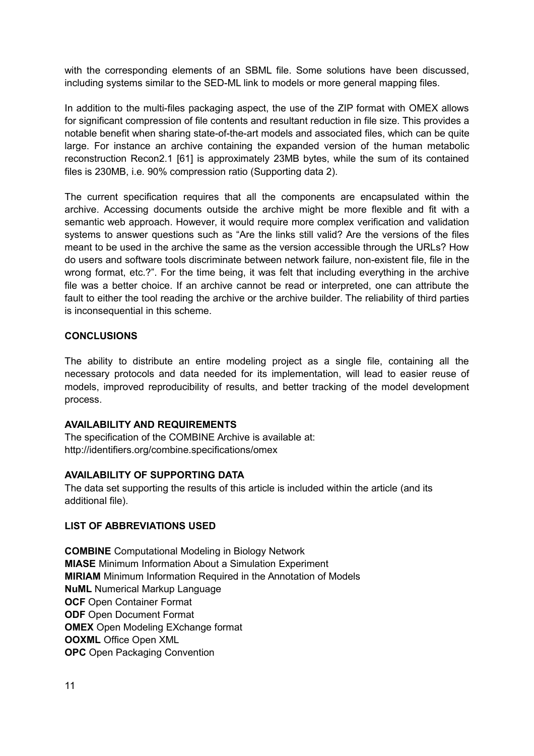with the corresponding elements of an SBML file. Some solutions have been discussed, including systems similar to the SED-ML link to models or more general mapping files.

In addition to the multi-files packaging aspect, the use of the ZIP format with OMEX allows for significant compression of file contents and resultant reduction in file size. This provides a notable benefit when sharing state-of-the-art models and associated files, which can be quite large. For instance an archive containing the expanded version of the human metabolic reconstruction Recon2.1 [61] is approximately 23MB bytes, while the sum of its contained files is 230MB, i.e. 90% compression ratio (Supporting data 2).

The current specification requires that all the components are encapsulated within the archive. Accessing documents outside the archive might be more flexible and fit with a semantic web approach. However, it would require more complex verification and validation systems to answer questions such as "Are the links still valid? Are the versions of the files meant to be used in the archive the same as the version accessible through the URLs? How do users and software tools discriminate between network failure, non-existent file, file in the wrong format, etc.?". For the time being, it was felt that including everything in the archive file was a better choice. If an archive cannot be read or interpreted, one can attribute the fault to either the tool reading the archive or the archive builder. The reliability of third parties is inconsequential in this scheme.

## CONCLUSIONS

The ability to distribute an entire modeling project as a single file, containing all the necessary protocols and data needed for its implementation, will lead to easier reuse of models, improved reproducibility of results, and better tracking of the model development process.

## AVAILABILITY AND REQUIREMENTS

The specification of the COMBINE Archive is available at:
http://identifiers.org/combine.specifications/omex

## AVAILABILITY OF SUPPORTING DATA

The data set supporting the results of this article is included within the article (and its additional file).

## LIST OF ABBREVIATIONS USED

**COMBINE** Computational Modeling in Biology Network
**MIASE** Minimum Information About a Simulation Experiment
**MIRIAM** Minimum Information Required in the Annotation of Models
**NuML** Numerical Markup Language
**OCF** Open Container Format
**ODF** Open Document Format
**OMEX** Open Modeling EXchange format
**OOXML** Office Open XML
**OPC** Open Packaging Convention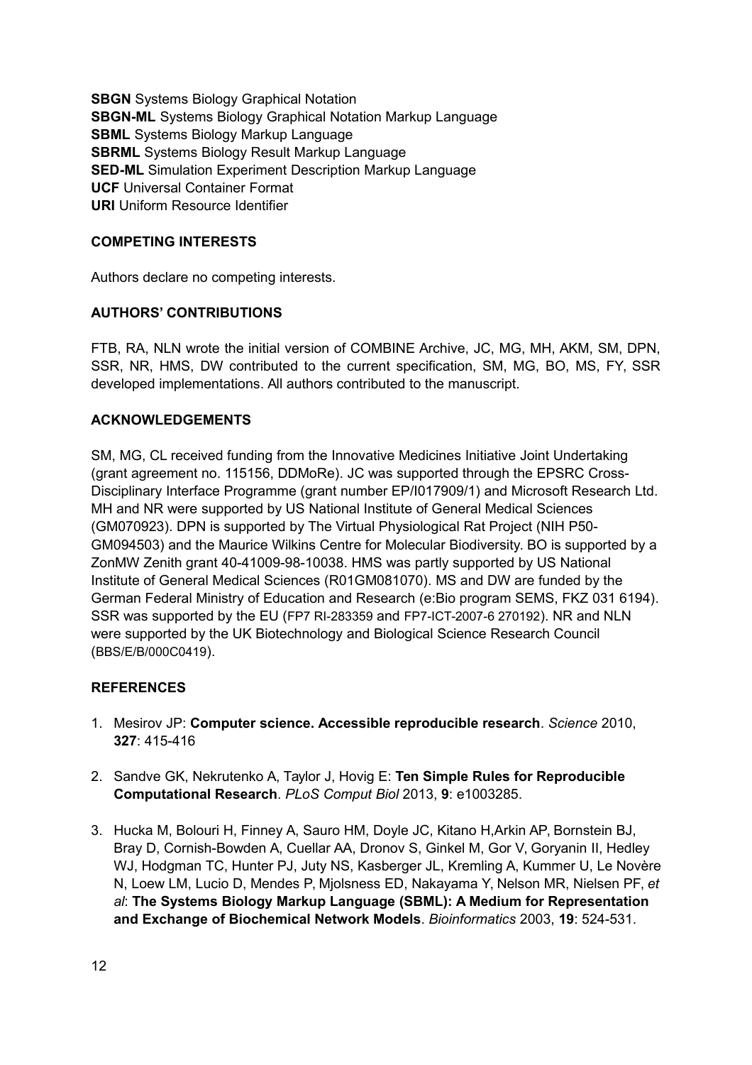**SBGN** Systems Biology Graphical Notation
**SBGN-ML** Systems Biology Graphical Notation Markup Language
**SBML** Systems Biology Markup Language
**SBRML** Systems Biology Result Markup Language
**SED-ML** Simulation Experiment Description Markup Language
**UCF** Universal Container Format
**URI** Uniform Resource Identifier

## COMPETING INTERESTS

Authors declare no competing interests.

## AUTHORS' CONTRIBUTIONS

FTB, RA, NLN wrote the initial version of COMBINE Archive, JC, MG, MH, AKM, SM, DPN, SSR, NR, HMS, DW contributed to the current specification, SM, MG, BO, MS, FY, SSR developed implementations. All authors contributed to the manuscript.

## ACKNOWLEDGEMENTS

SM, MG, CL received funding from the Innovative Medicines Initiative Joint Undertaking (grant agreement no. 115156, DDMoRe). JC was supported through the EPSRC Cross-Disciplinary Interface Programme (grant number EP/I017909/1) and Microsoft Research Ltd. MH and NR were supported by US National Institute of General Medical Sciences (GM070923). DPN is supported by The Virtual Physiological Rat Project (NIH P50-GM094503) and the Maurice Wilkins Centre for Molecular Biodiversity. BO is supported by a ZonMW Zenith grant 40-41009-98-10038. HMS was partly supported by US National Institute of General Medical Sciences (R01GM081070). MS and DW are funded by the German Federal Ministry of Education and Research (e:Bio program SEMS, FKZ 031 6194). SSR was supported by the EU (FP7 RI-283359 and FP7-ICT-2007-6 270192). NR and NLN were supported by the UK Biotechnology and Biological Science Research Council (BBS/E/B/000C0419).

## REFERENCES

1. Mesirov JP: **Computer science. Accessible reproducible research**. *Science* 2010, **327**: 415-416

2. Sandve GK, Nekrutenko A, Taylor J, Hovig E: **Ten Simple Rules for Reproducible Computational Research**. *PLoS Comput Biol* 2013, **9**: e1003285.

3. Hucka M, Bolouri H, Finney A, Sauro HM, Doyle JC, Kitano H,Arkin AP, Bornstein BJ, Bray D, Cornish-Bowden A, Cuellar AA, Dronov S, Ginkel M, Gor V, Goryanin II, Hedley WJ, Hodgman TC, Hunter PJ, Juty NS, Kasberger JL, Kremling A, Kummer U, Le Novère N, Loew LM, Lucio D, Mendes P, Mjolsness ED, Nakayama Y, Nelson MR, Nielsen PF, *et al*: **The Systems Biology Markup Language (SBML): A Medium for Representation and Exchange of Biochemical Network Models**. *Bioinformatics* 2003, **19**: 524-531.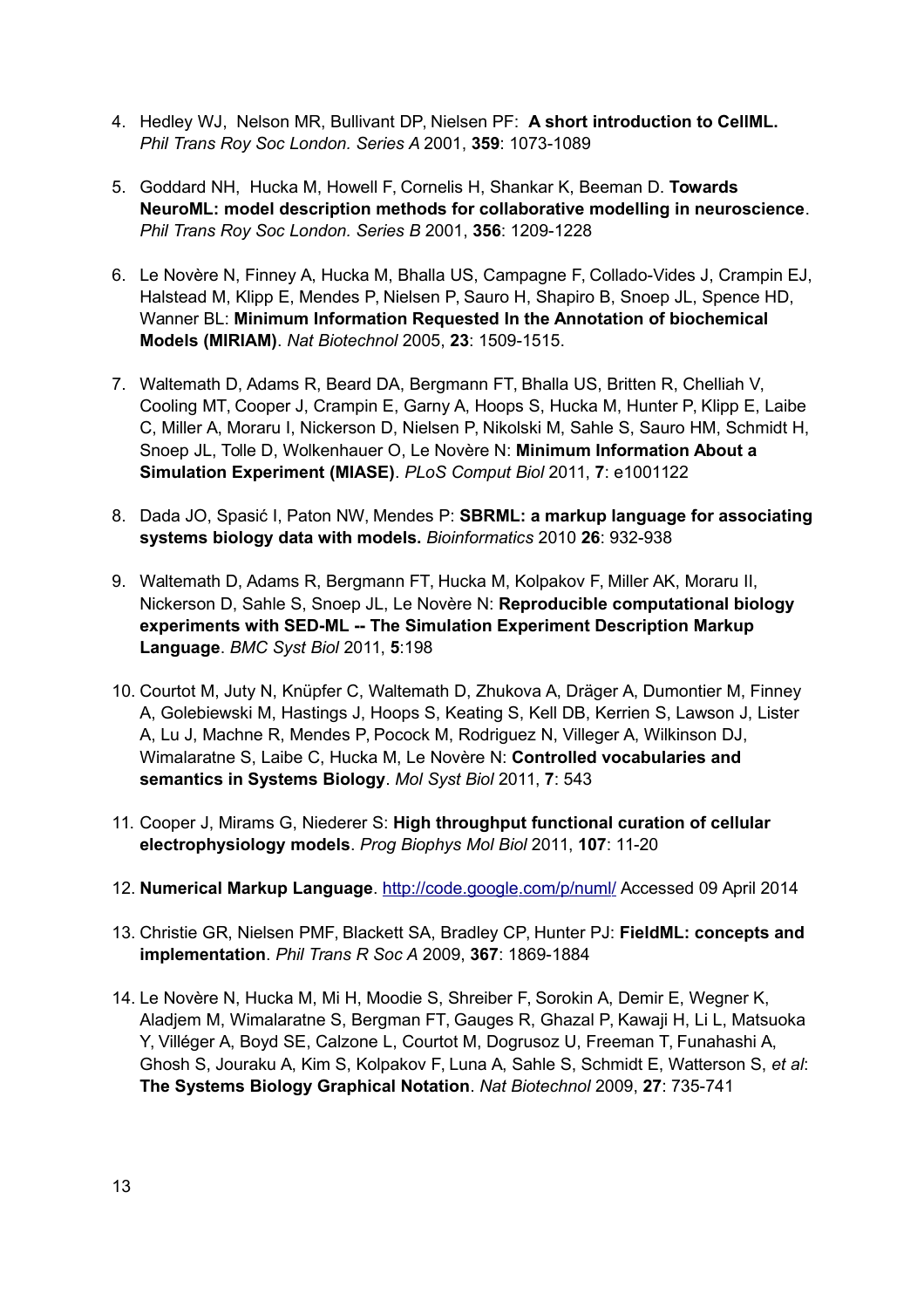4. Hedley WJ, Nelson MR, Bullivant DP, Nielsen PF: **A short introduction to CellML.** *Phil Trans Roy Soc London. Series A* 2001, **359**: 1073-1089

5. Goddard NH, Hucka M, Howell F, Cornelis H, Shankar K, Beeman D. **Towards NeuroML: model description methods for collaborative modelling in neuroscience**. *Phil Trans Roy Soc London. Series B* 2001, **356**: 1209-1228

6. Le Novère N, Finney A, Hucka M, Bhalla US, Campagne F, Collado-Vides J, Crampin EJ, Halstead M, Klipp E, Mendes P, Nielsen P, Sauro H, Shapiro B, Snoep JL, Spence HD, Wanner BL: **Minimum Information Requested In the Annotation of biochemical Models (MIRIAM)**. *Nat Biotechnol* 2005, **23**: 1509-1515.

7. Waltemath D, Adams R, Beard DA, Bergmann FT, Bhalla US, Britten R, Chelliah V, Cooling MT, Cooper J, Crampin E, Garny A, Hoops S, Hucka M, Hunter P, Klipp E, Laibe C, Miller A, Moraru I, Nickerson D, Nielsen P, Nikolski M, Sahle S, Sauro HM, Schmidt H, Snoep JL, Tolle D, Wolkenhauer O, Le Novère N: **Minimum Information About a Simulation Experiment (MIASE)**. *PLoS Comput Biol* 2011, **7**: e1001122

8. Dada JO, Spasić I, Paton NW, Mendes P: **SBRML: a markup language for associating systems biology data with models.** *Bioinformatics* 2010 **26**: 932-938

9. Waltemath D, Adams R, Bergmann FT, Hucka M, Kolpakov F, Miller AK, Moraru II, Nickerson D, Sahle S, Snoep JL, Le Novère N: **Reproducible computational biology experiments with SED-ML -- The Simulation Experiment Description Markup Language**. *BMC Syst Biol* 2011, **5**:198

10. Courtot M, Juty N, Knüpfer C, Waltemath D, Zhukova A, Dräger A, Dumontier M, Finney A, Golebiewski M, Hastings J, Hoops S, Keating S, Kell DB, Kerrien S, Lawson J, Lister A, Lu J, Machne R, Mendes P, Pocock M, Rodriguez N, Villeger A, Wilkinson DJ, Wimalaratne S, Laibe C, Hucka M, Le Novère N: **Controlled vocabularies and semantics in Systems Biology**. *Mol Syst Biol* 2011, **7**: 543

11. Cooper J, Mirams G, Niederer S: **High throughput functional curation of cellular electrophysiology models**. *Prog Biophys Mol Biol* 2011, **107**: 11-20

12. **Numerical Markup Language**. http://code.google.com/p/numl/ Accessed 09 April 2014

13. Christie GR, Nielsen PMF, Blackett SA, Bradley CP, Hunter PJ: **FieldML: concepts and implementation**. *Phil Trans R Soc A* 2009, **367**: 1869-1884

14. Le Novère N, Hucka M, Mi H, Moodie S, Shreiber F, Sorokin A, Demir E, Wegner K, Aladjem M, Wimalaratne S, Bergman FT, Gauges R, Ghazal P, Kawaji H, Li L, Matsuoka Y, Villéger A, Boyd SE, Calzone L, Courtot M, Dogrusoz U, Freeman T, Funahashi A, Ghosh S, Jouraku A, Kim S, Kolpakov F, Luna A, Sahle S, Schmidt E, Watterson S, *et al*: **The Systems Biology Graphical Notation**. *Nat Biotechnol* 2009, **27**: 735-741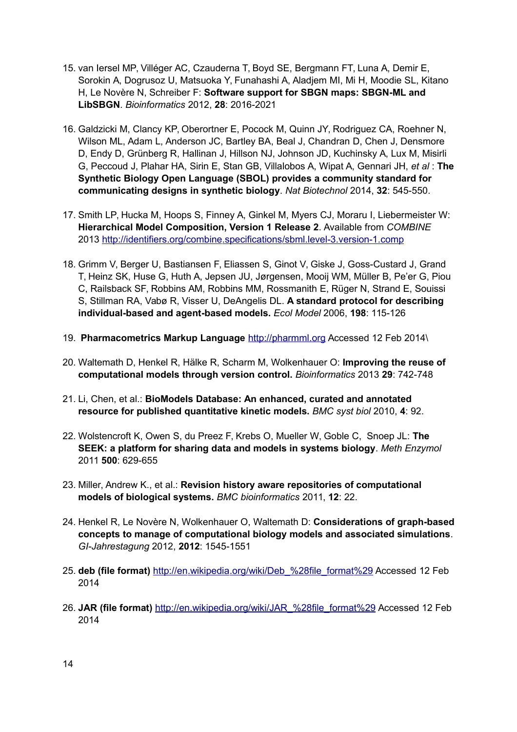15. van Iersel MP, Villéger AC, Czauderna T, Boyd SE, Bergmann FT, Luna A, Demir E, Sorokin A, Dogrusoz U, Matsuoka Y, Funahashi A, Aladjem MI, Mi H, Moodie SL, Kitano H, Le Novère N, Schreiber F: **Software support for SBGN maps: SBGN-ML and LibSBGN**. *Bioinformatics* 2012, **28**: 2016-2021

16. Galdzicki M, Clancy KP, Oberortner E, Pocock M, Quinn JY, Rodriguez CA, Roehner N, Wilson ML, Adam L, Anderson JC, Bartley BA, Beal J, Chandran D, Chen J, Densmore D, Endy D, Grünberg R, Hallinan J, Hillson NJ, Johnson JD, Kuchinsky A, Lux M, Misirli G, Peccoud J, Plahar HA, Sirin E, Stan GB, Villalobos A, Wipat A, Gennari JH, *et al* : **The Synthetic Biology Open Language (SBOL) provides a community standard for communicating designs in synthetic biology**. *Nat Biotechnol* 2014, **32**: 545-550.

17. Smith LP, Hucka M, Hoops S, Finney A, Ginkel M, Myers CJ, Moraru I, Liebermeister W: **Hierarchical Model Composition, Version 1 Release 2**. Available from *COMBINE* 2013 http://identifiers.org/combine.specifications/sbml.level-3.version-1.comp

18. Grimm V, Berger U, Bastiansen F, Eliassen S, Ginot V, Giske J, Goss-Custard J, Grand T, Heinz SK, Huse G, Huth A, Jepsen JU, Jørgensen, Mooij WM, Müller B, Pe'er G, Piou C, Railsback SF, Robbins AM, Robbins MM, Rossmanith E, Rüger N, Strand E, Souissi S, Stillman RA, Vabø R, Visser U, DeAngelis DL. **A standard protocol for describing individual-based and agent-based models.** *Ecol Model* 2006, **198**: 115-126

19. **Pharmacometrics Markup Language** http://pharmml.org Accessed 12 Feb 2014\

20. Waltemath D, Henkel R, Hälke R, Scharm M, Wolkenhauer O: **Improving the reuse of computational models through version control.** *Bioinformatics* 2013 **29**: 742-748

21. Li, Chen, et al.: **BioModels Database: An enhanced, curated and annotated resource for published quantitative kinetic models.** *BMC syst biol* 2010, **4**: 92.

22. Wolstencroft K, Owen S, du Preez F, Krebs O, Mueller W, Goble C, Snoep JL: **The SEEK: a platform for sharing data and models in systems biology**. *Meth Enzymol* 2011 **500**: 629-655

23. Miller, Andrew K., et al.: **Revision history aware repositories of computational models of biological systems.** *BMC bioinformatics* 2011, **12**: 22.

24. Henkel R, Le Novère N, Wolkenhauer O, Waltemath D: **Considerations of graph-based concepts to manage of computational biology models and associated simulations**. *GI-Jahrestagung* 2012, **2012**: 1545-1551

25. **deb (file format)** http://en.wikipedia.org/wiki/Deb_%28file_format%29 Accessed 12 Feb 2014

26. **JAR (file format)** http://en.wikipedia.org/wiki/JAR_%28file_format%29 Accessed 12 Feb 2014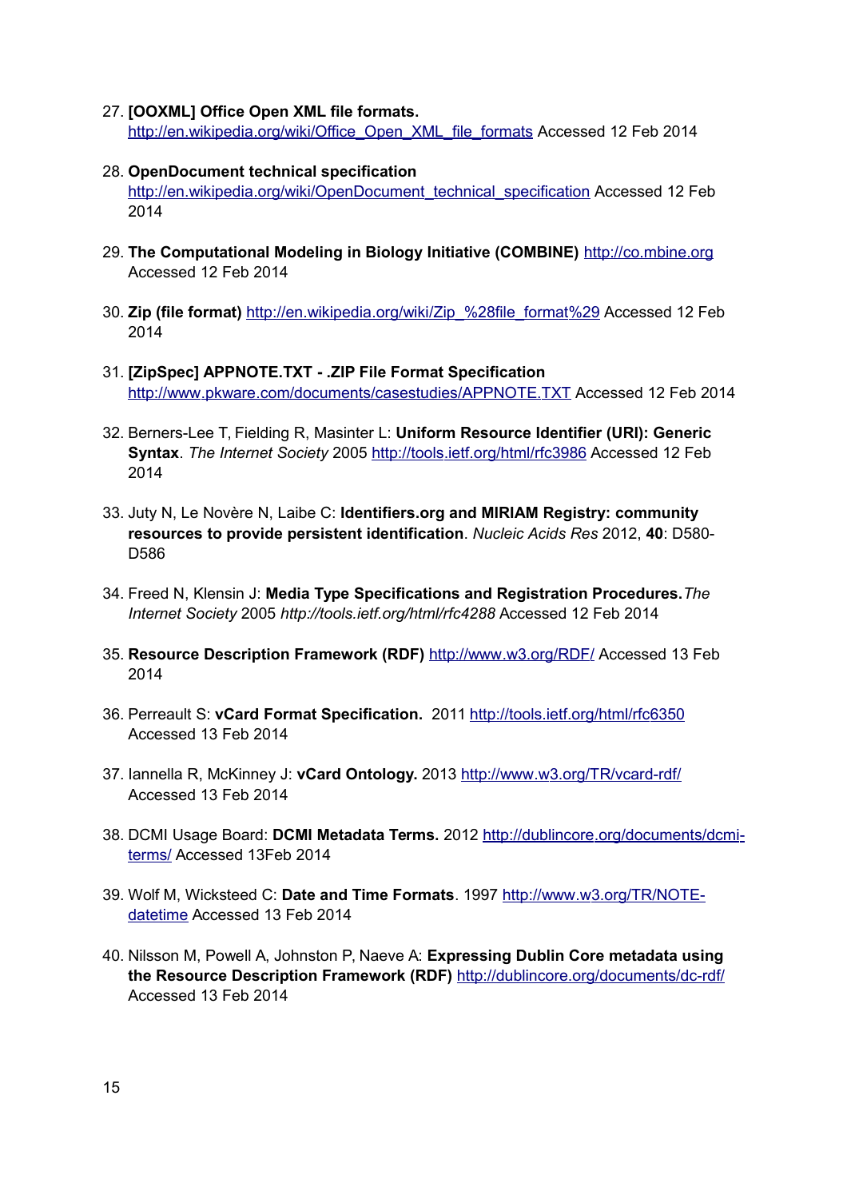27. **[OOXML] Office Open XML file formats.** http://en.wikipedia.org/wiki/Office_Open_XML_file_formats Accessed 12 Feb 2014

28. **OpenDocument technical specification** http://en.wikipedia.org/wiki/OpenDocument_technical_specification Accessed 12 Feb 2014

29. **The Computational Modeling in Biology Initiative (COMBINE)** http://co.mbine.org Accessed 12 Feb 2014

30. **Zip (file format)** http://en.wikipedia.org/wiki/Zip_%28file_format%29 Accessed 12 Feb 2014

31. **[ZipSpec] APPNOTE.TXT - .ZIP File Format Specification** http://www.pkware.com/documents/casestudies/APPNOTE.TXT Accessed 12 Feb 2014

32. Berners-Lee T, Fielding R, Masinter L: **Uniform Resource Identifier (URI): Generic Syntax**. *The Internet Society* 2005 http://tools.ietf.org/html/rfc3986 Accessed 12 Feb 2014

33. Juty N, Le Novère N, Laibe C: **Identifiers.org and MIRIAM Registry: community resources to provide persistent identification**. *Nucleic Acids Res* 2012, **40**: D580-D586

34. Freed N, Klensin J: **Media Type Specifications and Registration Procedures.** *The Internet Society* 2005 *http://tools.ietf.org/html/rfc4288* Accessed 12 Feb 2014

35. **Resource Description Framework (RDF)** http://www.w3.org/RDF/ Accessed 13 Feb 2014

36. Perreault S: **vCard Format Specification.** 2011 http://tools.ietf.org/html/rfc6350 Accessed 13 Feb 2014

37. Iannella R, McKinney J: **vCard Ontology.** 2013 http://www.w3.org/TR/vcard-rdf/ Accessed 13 Feb 2014

38. DCMI Usage Board: **DCMI Metadata Terms.** 2012 http://dublincore.org/documents/dcmi-terms/ Accessed 13Feb 2014

39. Wolf M, Wicksteed C: **Date and Time Formats**. 1997 http://www.w3.org/TR/NOTE-datetime Accessed 13 Feb 2014

40. Nilsson M, Powell A, Johnston P, Naeve A: **Expressing Dublin Core metadata using the Resource Description Framework (RDF)** http://dublincore.org/documents/dc-rdf/ Accessed 13 Feb 2014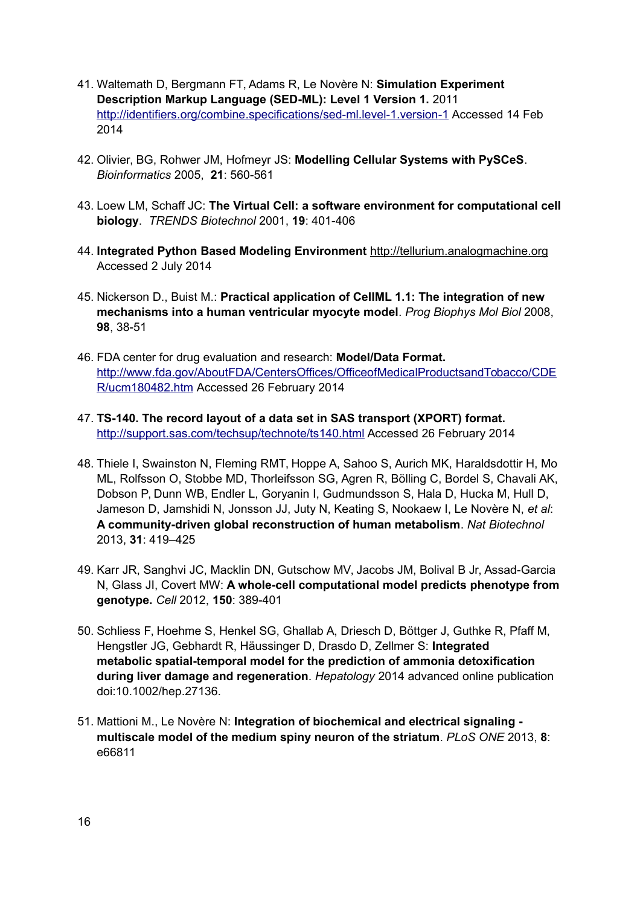41. Waltemath D, Bergmann FT, Adams R, Le Novère N: **Simulation Experiment Description Markup Language (SED-ML): Level 1 Version 1.** 2011 http://identifiers.org/combine.specifications/sed-ml.level-1.version-1 Accessed 14 Feb 2014

42. Olivier, BG, Rohwer JM, Hofmeyr JS: **Modelling Cellular Systems with PySCeS**. *Bioinformatics* 2005, **21**: 560-561

43. Loew LM, Schaff JC: **The Virtual Cell: a software environment for computational cell biology**. *TRENDS Biotechnol* 2001, **19**: 401-406

44. **Integrated Python Based Modeling Environment** http://tellurium.analogmachine.org Accessed 2 July 2014

45. Nickerson D., Buist M.: **Practical application of CellML 1.1: The integration of new mechanisms into a human ventricular myocyte model**. *Prog Biophys Mol Biol* 2008, **98**, 38-51

46. FDA center for drug evaluation and research: **Model/Data Format.** http://www.fda.gov/AboutFDA/CentersOffices/OfficeofMedicalProductsandTobacco/CDER/ucm180482.htm Accessed 26 February 2014

47. **TS-140. The record layout of a data set in SAS transport (XPORT) format.** http://support.sas.com/techsup/technote/ts140.html Accessed 26 February 2014

48. Thiele I, Swainston N, Fleming RMT, Hoppe A, Sahoo S, Aurich MK, Haraldsdottir H, Mo ML, Rolfsson O, Stobbe MD, Thorleifsson SG, Agren R, Bölling C, Bordel S, Chavali AK, Dobson P, Dunn WB, Endler L, Goryanin I, Gudmundsson S, Hala D, Hucka M, Hull D, Jameson D, Jamshidi N, Jonsson JJ, Juty N, Keating S, Nookaew I, Le Novère N, *et al*: **A community-driven global reconstruction of human metabolism**. *Nat Biotechnol* 2013, **31**: 419–425

49. Karr JR, Sanghvi JC, Macklin DN, Gutschow MV, Jacobs JM, Bolival B Jr, Assad-Garcia N, Glass JI, Covert MW: **A whole-cell computational model predicts phenotype from genotype.** *Cell* 2012, **150**: 389-401

50. Schliess F, Hoehme S, Henkel SG, Ghallab A, Driesch D, Böttger J, Guthke R, Pfaff M, Hengstler JG, Gebhardt R, Häussinger D, Drasdo D, Zellmer S: **Integrated metabolic spatial-temporal model for the prediction of ammonia detoxification during liver damage and regeneration**. *Hepatology* 2014 advanced online publication doi:10.1002/hep.27136.

51. Mattioni M., Le Novère N: **Integration of biochemical and electrical signaling - multiscale model of the medium spiny neuron of the striatum**. *PLoS ONE* 2013, **8**: e66811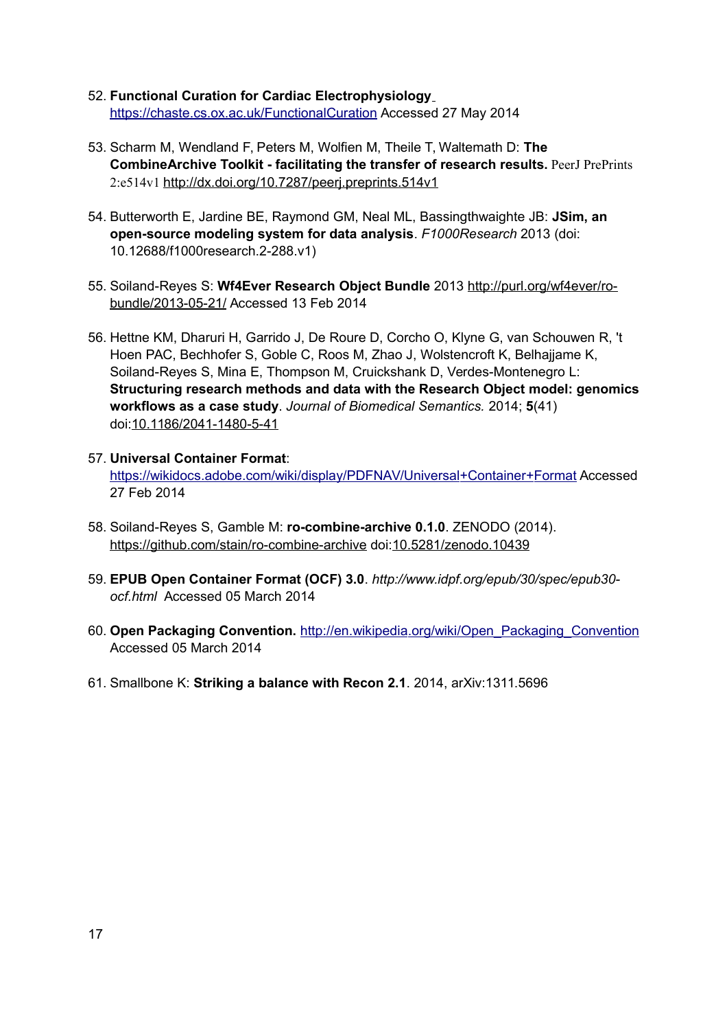52. **Functional Curation for Cardiac Electrophysiology** https://chaste.cs.ox.ac.uk/FunctionalCuration Accessed 27 May 2014

53. Scharm M, Wendland F, Peters M, Wolfien M, Theile T, Waltemath D: **The CombineArchive Toolkit - facilitating the transfer of research results.** PeerJ PrePrints 2:e514v1 http://dx.doi.org/10.7287/peerj.preprints.514v1

54. Butterworth E, Jardine BE, Raymond GM, Neal ML, Bassingthwaighte JB: **JSim, an open-source modeling system for data analysis**. *F1000Research* 2013 (doi: 10.12688/f1000research.2-288.v1)

55. Soiland-Reyes S: **Wf4Ever Research Object Bundle** 2013 http://purl.org/wf4ever/ro-bundle/2013-05-21/ Accessed 13 Feb 2014

56. Hettne KM, Dharuri H, Garrido J, De Roure D, Corcho O, Klyne G, van Schouwen R, 't Hoen PAC, Bechhofer S, Goble C, Roos M, Zhao J, Wolstencroft K, Belhajjame K, Soiland-Reyes S, Mina E, Thompson M, Cruickshank D, Verdes-Montenegro L: **Structuring research methods and data with the Research Object model: genomics workflows as a case study**. *Journal of Biomedical Semantics.* 2014; **5**(41) doi:10.1186/2041-1480-5-41

57. **Universal Container Format**: https://wikidocs.adobe.com/wiki/display/PDFNAV/Universal+Container+Format Accessed 27 Feb 2014

58. Soiland-Reyes S, Gamble M: **ro-combine-archive 0.1.0**. ZENODO (2014). https://github.com/stain/ro-combine-archive doi:10.5281/zenodo.10439

59. **EPUB Open Container Format (OCF) 3.0**. *http://www.idpf.org/epub/30/spec/epub30-ocf.html* Accessed 05 March 2014

60. **Open Packaging Convention.** http://en.wikipedia.org/wiki/Open_Packaging_Convention Accessed 05 March 2014

61. Smallbone K: **Striking a balance with Recon 2.1**. 2014, arXiv:1311.5696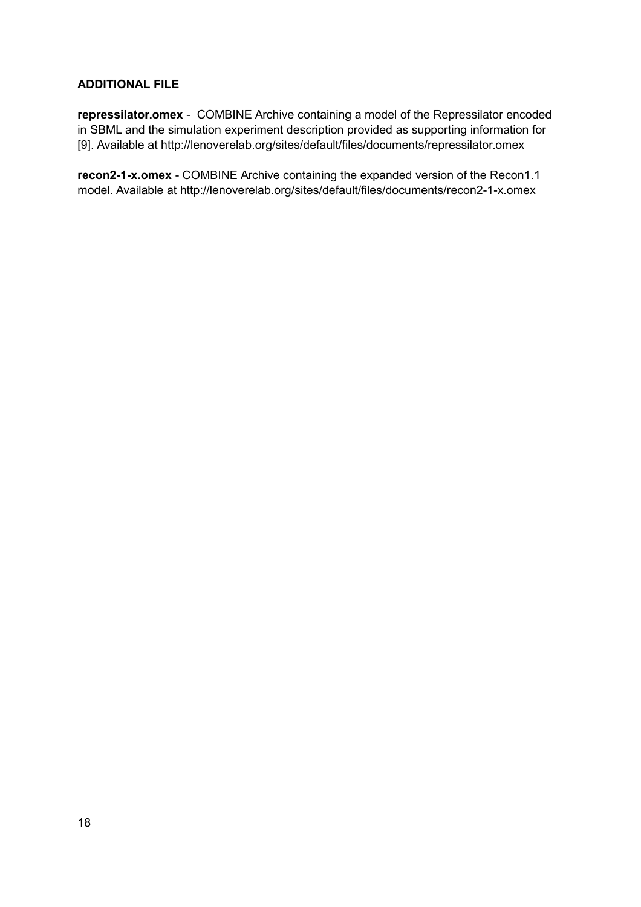**ADDITIONAL FILE**

**repressilator.omex** - COMBINE Archive containing a model of the Repressilator encoded in SBML and the simulation experiment description provided as supporting information for [9]. Available at http://lenoverelab.org/sites/default/files/documents/repressilator.omex

**recon2-1-x.omex** - COMBINE Archive containing the expanded version of the Recon1.1 model. Available at http://lenoverelab.org/sites/default/files/documents/recon2-1-x.omex